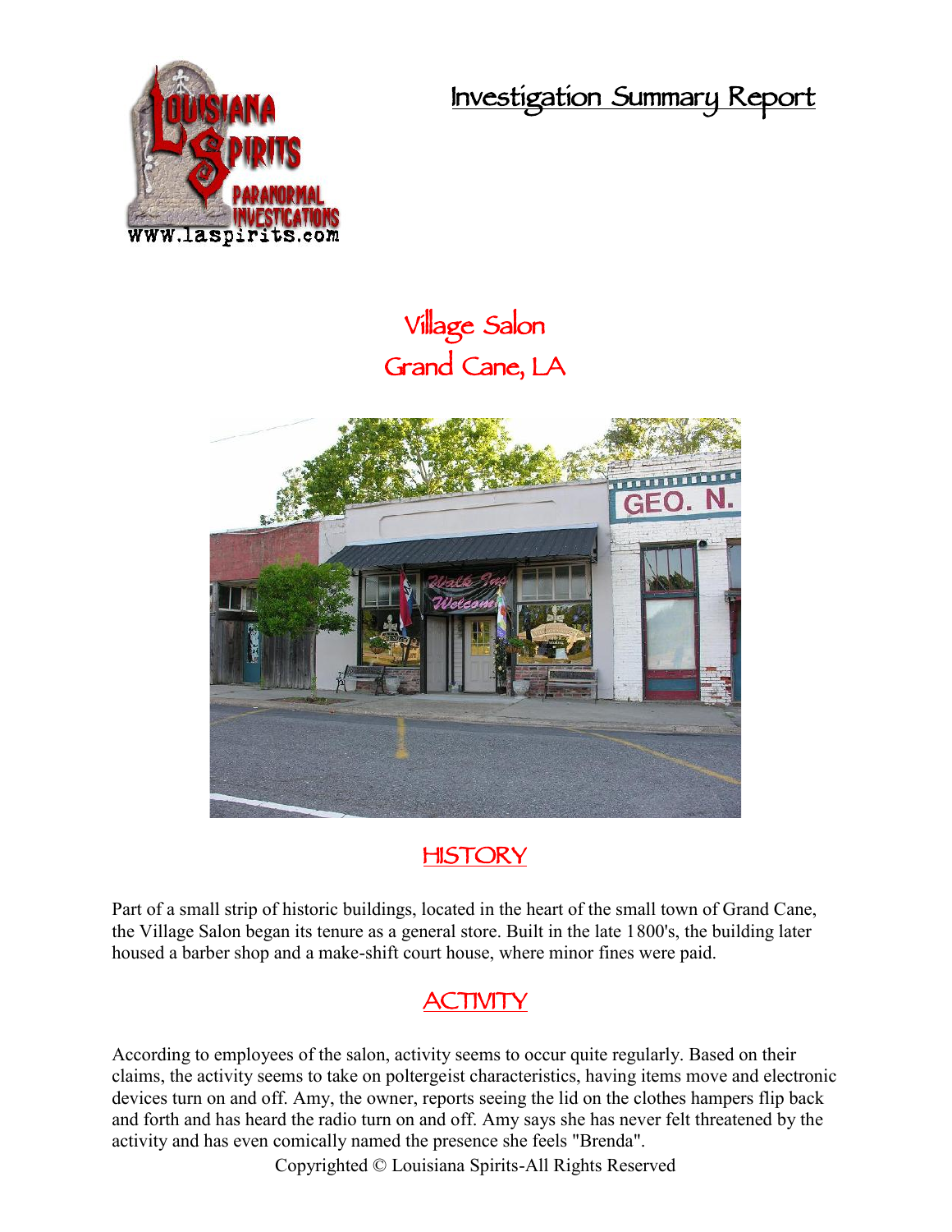# Investigation Summary Report

## Village Salon
## Grand Cane, LA

## HISTORY

Part of a small strip of historic buildings, located in the heart of the small town of Grand Cane, the Village Salon began its tenure as a general store. Built in the late 1800's, the building later housed a barber shop and a make-shift court house, where minor fines were paid.

## ACTIVITY

According to employees of the salon, activity seems to occur quite regularly. Based on their claims, the activity seems to take on poltergeist characteristics, having items move and electronic devices turn on and off. Amy, the owner, reports seeing the lid on the clothes hampers flip back and forth and has heard the radio turn on and off. Amy says she has never felt threatened by the activity and has even comically named the presence she feels "Brenda".

Copyrighted © Louisiana Spirits-All Rights Reserved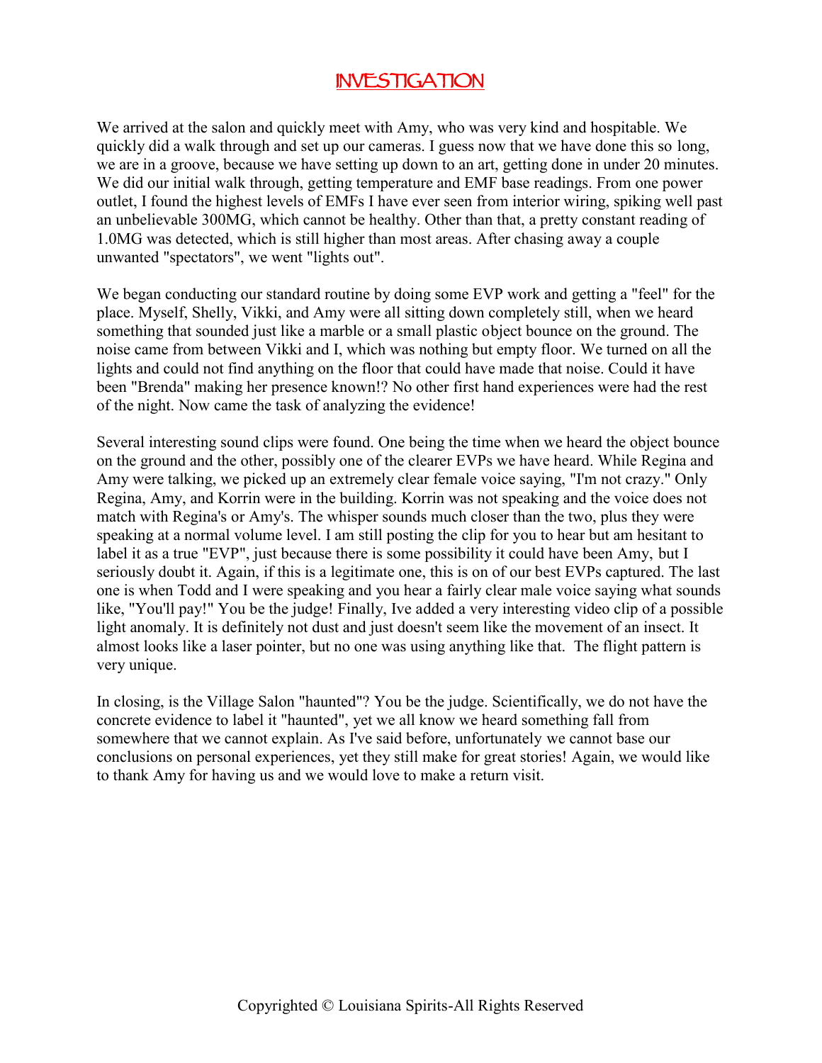# INVESTIGATION

We arrived at the salon and quickly meet with Amy, who was very kind and hospitable. We quickly did a walk through and set up our cameras. I guess now that we have done this so long, we are in a groove, because we have setting up down to an art, getting done in under 20 minutes. We did our initial walk through, getting temperature and EMF base readings. From one power outlet, I found the highest levels of EMFs I have ever seen from interior wiring, spiking well past an unbelievable 300MG, which cannot be healthy. Other than that, a pretty constant reading of 1.0MG was detected, which is still higher than most areas. After chasing away a couple unwanted "spectators", we went "lights out".

We began conducting our standard routine by doing some EVP work and getting a "feel" for the place. Myself, Shelly, Vikki, and Amy were all sitting down completely still, when we heard something that sounded just like a marble or a small plastic object bounce on the ground. The noise came from between Vikki and I, which was nothing but empty floor. We turned on all the lights and could not find anything on the floor that could have made that noise. Could it have been "Brenda" making her presence known!? No other first hand experiences were had the rest of the night. Now came the task of analyzing the evidence!

Several interesting sound clips were found. One being the time when we heard the object bounce on the ground and the other, possibly one of the clearer EVPs we have heard. While Regina and Amy were talking, we picked up an extremely clear female voice saying, "I'm not crazy." Only Regina, Amy, and Korrin were in the building. Korrin was not speaking and the voice does not match with Regina's or Amy's. The whisper sounds much closer than the two, plus they were speaking at a normal volume level. I am still posting the clip for you to hear but am hesitant to label it as a true "EVP", just because there is some possibility it could have been Amy, but I seriously doubt it. Again, if this is a legitimate one, this is on of our best EVPs captured. The last one is when Todd and I were speaking and you hear a fairly clear male voice saying what sounds like, "You'll pay!" You be the judge! Finally, Ive added a very interesting video clip of a possible light anomaly. It is definitely not dust and just doesn't seem like the movement of an insect. It almost looks like a laser pointer, but no one was using anything like that. The flight pattern is very unique.

In closing, is the Village Salon "haunted"? You be the judge. Scientifically, we do not have the concrete evidence to label it "haunted", yet we all know we heard something fall from somewhere that we cannot explain. As I've said before, unfortunately we cannot base our conclusions on personal experiences, yet they still make for great stories! Again, we would like to thank Amy for having us and we would love to make a return visit.

Copyrighted © Louisiana Spirits-All Rights Reserved